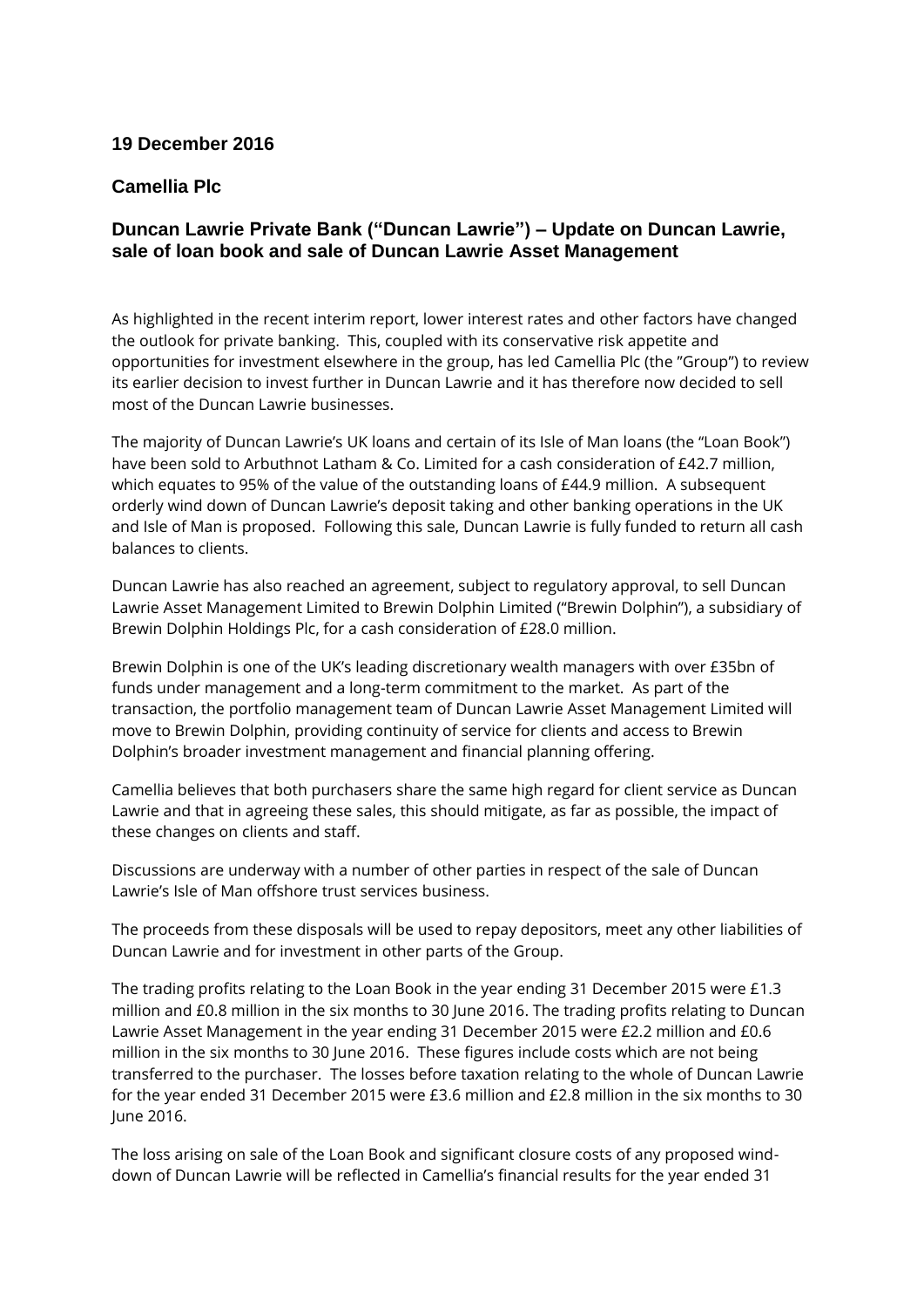**19 December 2016**

**Camellia Plc**

## Duncan Lawrie Private Bank ("Duncan Lawrie") – Update on Duncan Lawrie, sale of loan book and sale of Duncan Lawrie Asset Management

As highlighted in the recent interim report, lower interest rates and other factors have changed the outlook for private banking. This, coupled with its conservative risk appetite and opportunities for investment elsewhere in the group, has led Camellia Plc (the "Group") to review its earlier decision to invest further in Duncan Lawrie and it has therefore now decided to sell most of the Duncan Lawrie businesses.

The majority of Duncan Lawrie's UK loans and certain of its Isle of Man loans (the "Loan Book") have been sold to Arbuthnot Latham & Co. Limited for a cash consideration of £42.7 million, which equates to 95% of the value of the outstanding loans of £44.9 million. A subsequent orderly wind down of Duncan Lawrie's deposit taking and other banking operations in the UK and Isle of Man is proposed. Following this sale, Duncan Lawrie is fully funded to return all cash balances to clients.

Duncan Lawrie has also reached an agreement, subject to regulatory approval, to sell Duncan Lawrie Asset Management Limited to Brewin Dolphin Limited ("Brewin Dolphin"), a subsidiary of Brewin Dolphin Holdings Plc, for a cash consideration of £28.0 million.

Brewin Dolphin is one of the UK's leading discretionary wealth managers with over £35bn of funds under management and a long-term commitment to the market. As part of the transaction, the portfolio management team of Duncan Lawrie Asset Management Limited will move to Brewin Dolphin, providing continuity of service for clients and access to Brewin Dolphin's broader investment management and financial planning offering.

Camellia believes that both purchasers share the same high regard for client service as Duncan Lawrie and that in agreeing these sales, this should mitigate, as far as possible, the impact of these changes on clients and staff.

Discussions are underway with a number of other parties in respect of the sale of Duncan Lawrie's Isle of Man offshore trust services business.

The proceeds from these disposals will be used to repay depositors, meet any other liabilities of Duncan Lawrie and for investment in other parts of the Group.

The trading profits relating to the Loan Book in the year ending 31 December 2015 were £1.3 million and £0.8 million in the six months to 30 June 2016. The trading profits relating to Duncan Lawrie Asset Management in the year ending 31 December 2015 were £2.2 million and £0.6 million in the six months to 30 June 2016. These figures include costs which are not being transferred to the purchaser. The losses before taxation relating to the whole of Duncan Lawrie for the year ended 31 December 2015 were £3.6 million and £2.8 million in the six months to 30 June 2016.

The loss arising on sale of the Loan Book and significant closure costs of any proposed wind-down of Duncan Lawrie will be reflected in Camellia's financial results for the year ended 31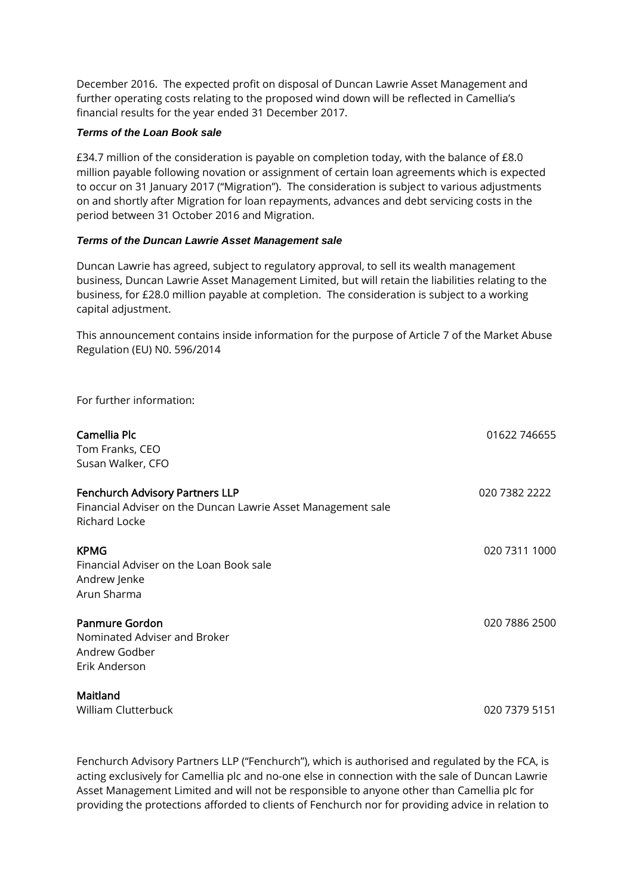December 2016. The expected profit on disposal of Duncan Lawrie Asset Management and further operating costs relating to the proposed wind down will be reflected in Camellia's financial results for the year ended 31 December 2017.

***Terms of the Loan Book sale***

£34.7 million of the consideration is payable on completion today, with the balance of £8.0 million payable following novation or assignment of certain loan agreements which is expected to occur on 31 January 2017 ("Migration"). The consideration is subject to various adjustments on and shortly after Migration for loan repayments, advances and debt servicing costs in the period between 31 October 2016 and Migration.

***Terms of the Duncan Lawrie Asset Management sale***

Duncan Lawrie has agreed, subject to regulatory approval, to sell its wealth management business, Duncan Lawrie Asset Management Limited, but will retain the liabilities relating to the business, for £28.0 million payable at completion. The consideration is subject to a working capital adjustment.

This announcement contains inside information for the purpose of Article 7 of the Market Abuse Regulation (EU) N0. 596/2014

For further information:

**Camellia Plc** 01622 746655
Tom Franks, CEO
Susan Walker, CFO

**Fenchurch Advisory Partners LLP** 020 7382 2222
Financial Adviser on the Duncan Lawrie Asset Management sale
Richard Locke

**KPMG** 020 7311 1000
Financial Adviser on the Loan Book sale
Andrew Jenke
Arun Sharma

**Panmure Gordon** 020 7886 2500
Nominated Adviser and Broker
Andrew Godber
Erik Anderson

**Maitland**
William Clutterbuck 020 7379 5151

Fenchurch Advisory Partners LLP ("Fenchurch"), which is authorised and regulated by the FCA, is acting exclusively for Camellia plc and no-one else in connection with the sale of Duncan Lawrie Asset Management Limited and will not be responsible to anyone other than Camellia plc for providing the protections afforded to clients of Fenchurch nor for providing advice in relation to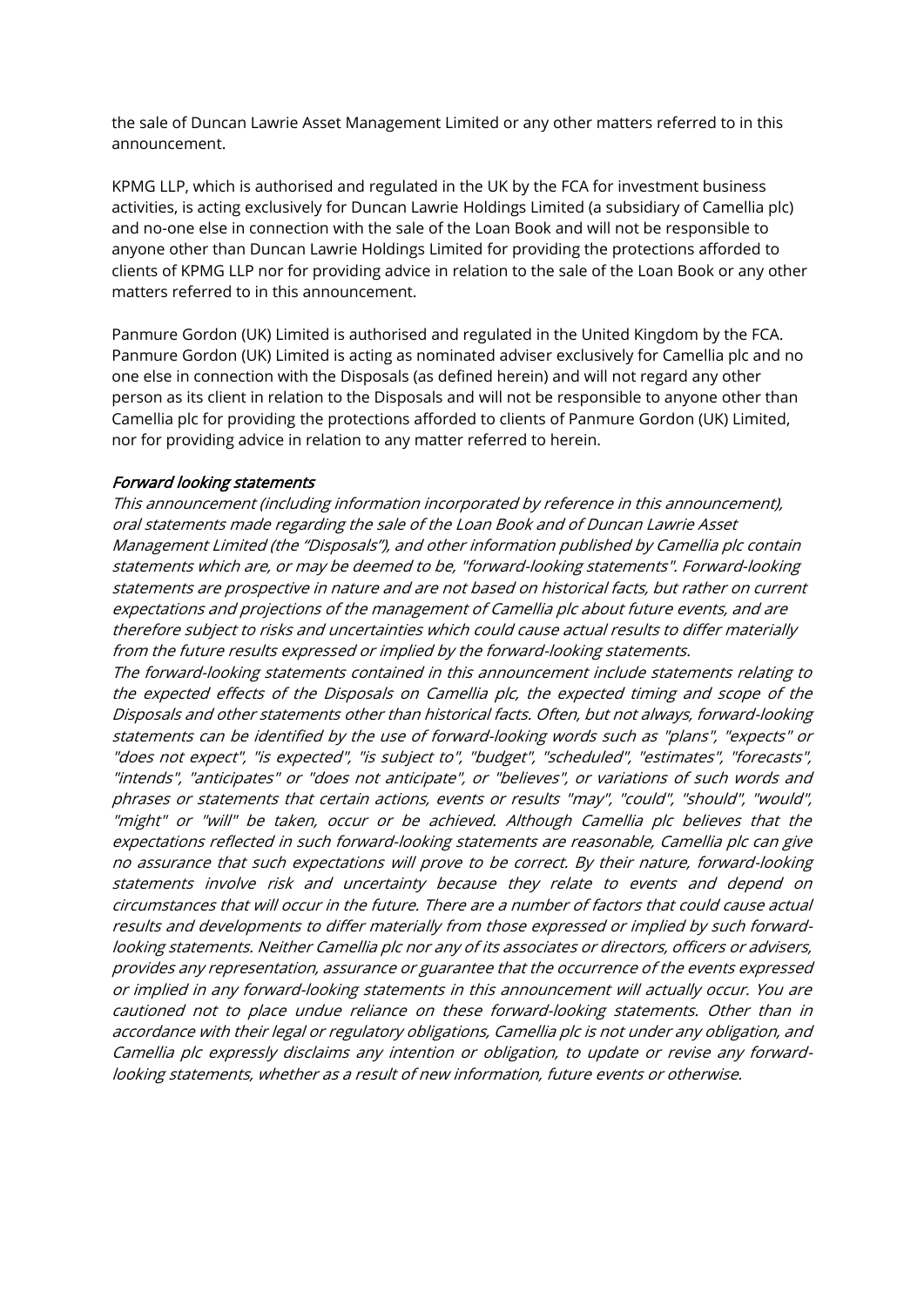the sale of Duncan Lawrie Asset Management Limited or any other matters referred to in this announcement.

KPMG LLP, which is authorised and regulated in the UK by the FCA for investment business activities, is acting exclusively for Duncan Lawrie Holdings Limited (a subsidiary of Camellia plc) and no-one else in connection with the sale of the Loan Book and will not be responsible to anyone other than Duncan Lawrie Holdings Limited for providing the protections afforded to clients of KPMG LLP nor for providing advice in relation to the sale of the Loan Book or any other matters referred to in this announcement.

Panmure Gordon (UK) Limited is authorised and regulated in the United Kingdom by the FCA. Panmure Gordon (UK) Limited is acting as nominated adviser exclusively for Camellia plc and no one else in connection with the Disposals (as defined herein) and will not regard any other person as its client in relation to the Disposals and will not be responsible to anyone other than Camellia plc for providing the protections afforded to clients of Panmure Gordon (UK) Limited, nor for providing advice in relation to any matter referred to herein.

*Forward looking statements*

*This announcement (including information incorporated by reference in this announcement), oral statements made regarding the sale of the Loan Book and of Duncan Lawrie Asset Management Limited (the "Disposals"), and other information published by Camellia plc contain statements which are, or may be deemed to be, "forward-looking statements". Forward-looking statements are prospective in nature and are not based on historical facts, but rather on current expectations and projections of the management of Camellia plc about future events, and are therefore subject to risks and uncertainties which could cause actual results to differ materially from the future results expressed or implied by the forward-looking statements.*

*The forward-looking statements contained in this announcement include statements relating to the expected effects of the Disposals on Camellia plc, the expected timing and scope of the Disposals and other statements other than historical facts. Often, but not always, forward-looking statements can be identified by the use of forward-looking words such as "plans", "expects" or "does not expect", "is expected", "is subject to", "budget", "scheduled", "estimates", "forecasts", "intends", "anticipates" or "does not anticipate", or "believes", or variations of such words and phrases or statements that certain actions, events or results "may", "could", "should", "would", "might" or "will" be taken, occur or be achieved. Although Camellia plc believes that the expectations reflected in such forward-looking statements are reasonable, Camellia plc can give no assurance that such expectations will prove to be correct. By their nature, forward-looking statements involve risk and uncertainty because they relate to events and depend on circumstances that will occur in the future. There are a number of factors that could cause actual results and developments to differ materially from those expressed or implied by such forward-looking statements. Neither Camellia plc nor any of its associates or directors, officers or advisers, provides any representation, assurance or guarantee that the occurrence of the events expressed or implied in any forward-looking statements in this announcement will actually occur. You are cautioned not to place undue reliance on these forward-looking statements. Other than in accordance with their legal or regulatory obligations, Camellia plc is not under any obligation, and Camellia plc expressly disclaims any intention or obligation, to update or revise any forward-looking statements, whether as a result of new information, future events or otherwise.*